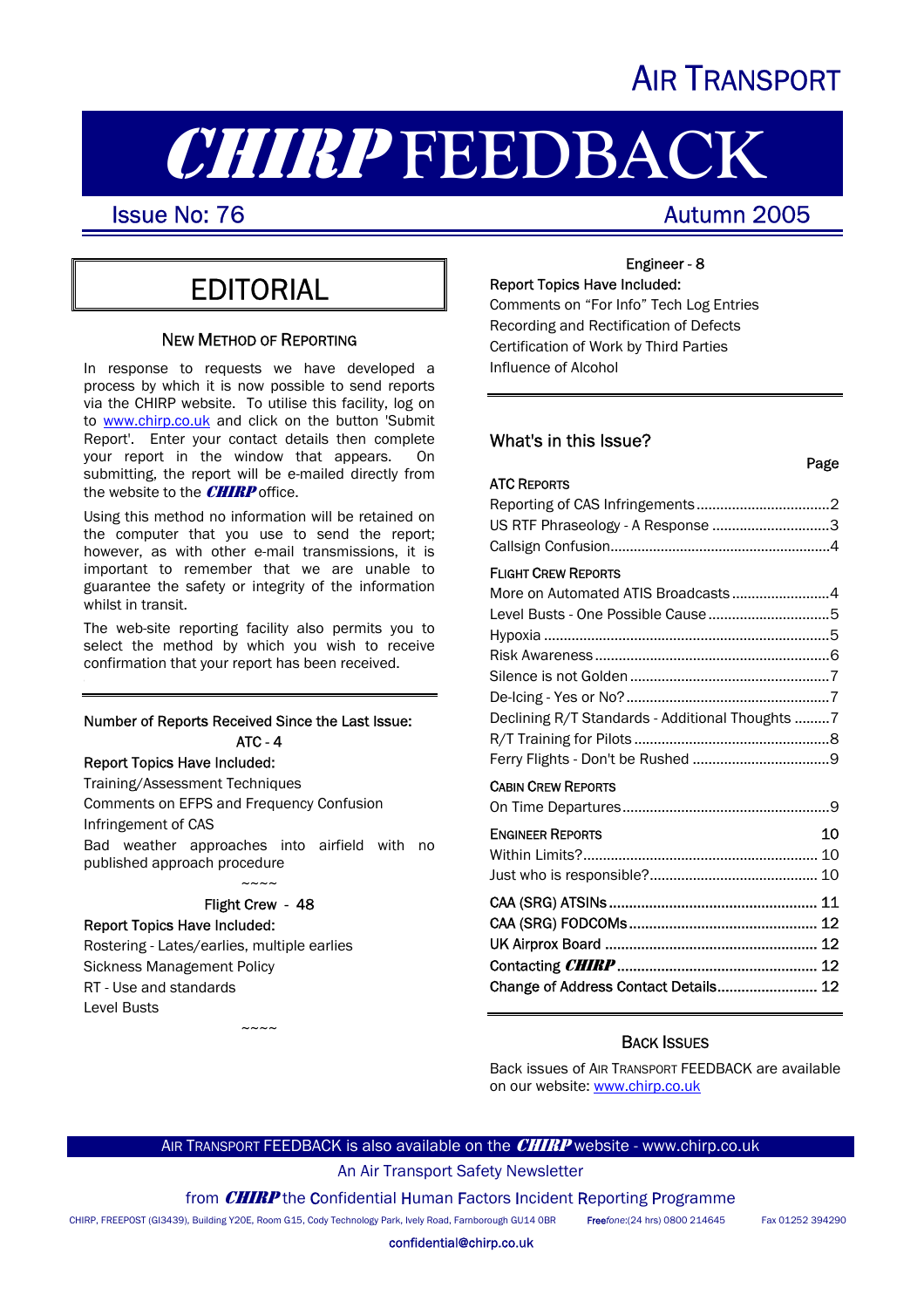# AIR TRANSPORT

# CHIRP FEEDBACK

Issue No: 76 — Autumn 2005

## EDITORIAL

### NEW METHOD OF REPORTING

In response to requests we have developed a process by which it is now possible to send reports via the CHIRP website. To utilise this facility, log on to www.chirp.co.uk and click on the button 'Submit Report'. Enter your contact details then complete your report in the window that appears. On submitting, the report will be e-mailed directly from the website to the CHIRP office.

Using this method no information will be retained on the computer that you use to send the report; however, as with other e-mail transmissions, it is important to remember that we are unable to guarantee the safety or integrity of the information whilst in transit.

The web-site reporting facility also permits you to select the method by which you wish to receive confirmation that your report has been received.

---

Number of Reports Received Since the Last Issue:

**ATC - 4**

Report Topics Have Included:

Training/Assessment Techniques
Comments on EFPS and Frequency Confusion
Infringement of CAS
Bad weather approaches into airfield with no published approach procedure

~~~~

**Flight Crew - 48**

Report Topics Have Included:

Rostering - Lates/earlies, multiple earlies
Sickness Management Policy
RT - Use and standards
Level Busts

~~~~

**Engineer - 8**

Report Topics Have Included:

Comments on "For Info" Tech Log Entries
Recording and Rectification of Defects
Certification of Work by Third Parties
Influence of Alcohol

---

## What's in this Issue?

| | Page |
|---|---|
| **ATC REPORTS** | |
| Reporting of CAS Infringements | 2 |
| US RTF Phraseology - A Response | 3 |
| Callsign Confusion | 4 |
| **FLIGHT CREW REPORTS** | |
| More on Automated ATIS Broadcasts | 4 |
| Level Busts - One Possible Cause | 5 |
| Hypoxia | 5 |
| Risk Awareness | 6 |
| Silence is not Golden | 7 |
| De-Icing - Yes or No? | 7 |
| Declining R/T Standards - Additional Thoughts | 7 |
| R/T Training for Pilots | 8 |
| Ferry Flights - Don't be Rushed | 9 |
| **CABIN CREW REPORTS** | |
| On Time Departures | 9 |
| **ENGINEER REPORTS** | 10 |
| Within Limits? | 10 |
| Just who is responsible? | 10 |
| CAA (SRG) ATSINs | 11 |
| CAA (SRG) FODCOMs | 12 |
| UK Airprox Board | 12 |
| Contacting CHIRP | 12 |
| Change of Address Contact Details | 12 |

### BACK ISSUES

Back issues of AIR TRANSPORT FEEDBACK are available on our website: www.chirp.co.uk

AIR TRANSPORT FEEDBACK is also available on the CHIRP website - www.chirp.co.uk

An Air Transport Safety Newsletter

from CHIRP the Confidential Human Factors Incident Reporting Programme

CHIRP, FREEPOST (GI3439), Building Y20E, Room G15, Cody Technology Park, Ively Road, Farnborough GU14 0BR — Freefone:(24 hrs) 0800 214645 — Fax 01252 394290

confidential@chirp.co.uk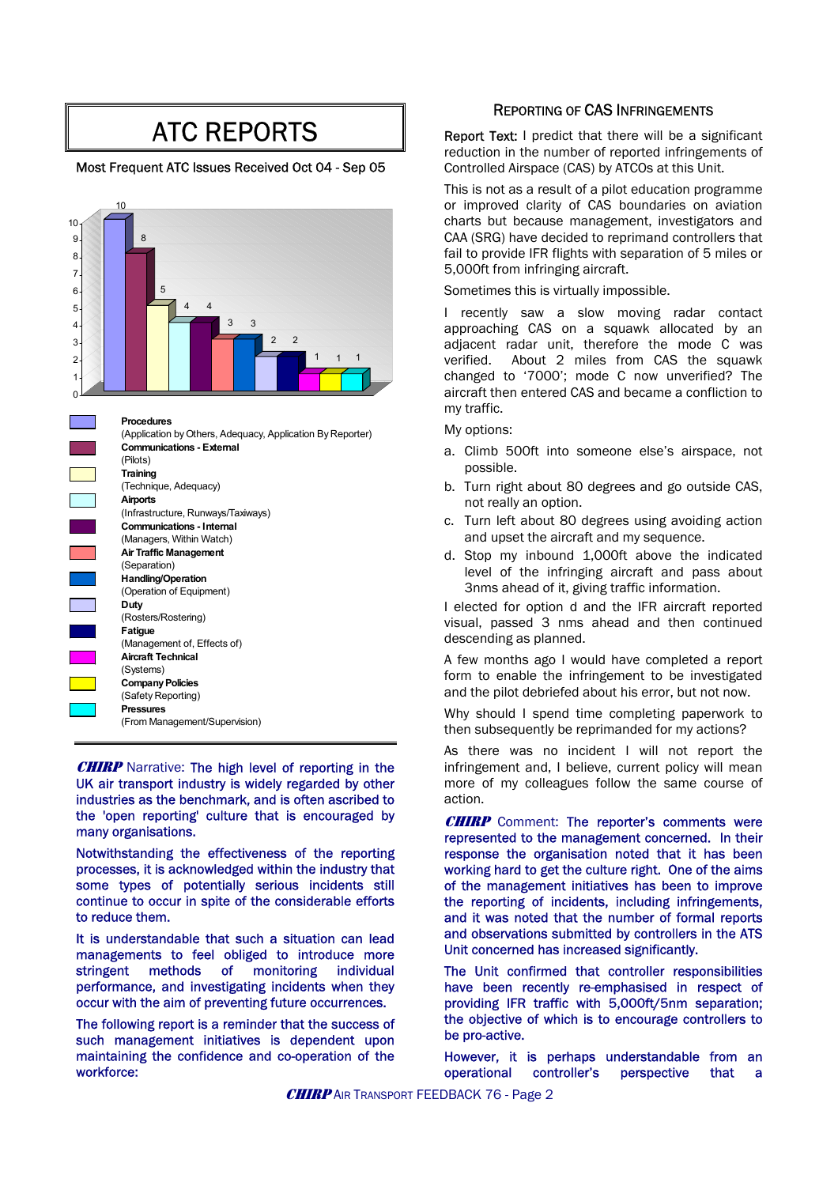# ATC REPORTS

Most Frequent ATC Issues Received Oct 04 - Sep 05

| Issue | Number |
|---|---|
| **Procedures** (Application by Others, Adequacy, Application By Reporter) | 10 |
| **Communications - External** (Pilots) | 8 |
| **Training** (Technique, Adequacy) | 5 |
| **Airports** (Infrastructure, Runways/Taxiways) | 4 |
| **Communications - Internal** (Managers, Within Watch) | 4 |
| **Air Traffic Management** (Separation) | 3 |
| **Handling/Operation** (Operation of Equipment) | 3 |
| **Duty** (Rosters/Rostering) | 2 |
| **Fatigue** (Management of, Effects of) | 2 |
| **Aircraft Technical** (Systems) | 1 |
| **Company Policies** (Safety Reporting) | 1 |
| **Pressures** (From Management/Supervision) | 1 |

***CHIRP*** Narrative: The high level of reporting in the UK air transport industry is widely regarded by other industries as the benchmark, and is often ascribed to the 'open reporting' culture that is encouraged by many organisations.

Notwithstanding the effectiveness of the reporting processes, it is acknowledged within the industry that some types of potentially serious incidents still continue to occur in spite of the considerable efforts to reduce them.

It is understandable that such a situation can lead managements to feel obliged to introduce more stringent methods of monitoring individual performance, and investigating incidents when they occur with the aim of preventing future occurrences.

The following report is a reminder that the success of such management initiatives is dependent upon maintaining the confidence and co-operation of the workforce:

## REPORTING OF CAS INFRINGEMENTS

Report Text: I predict that there will be a significant reduction in the number of reported infringements of Controlled Airspace (CAS) by ATCOs at this Unit.

This is not as a result of a pilot education programme or improved clarity of CAS boundaries on aviation charts but because management, investigators and CAA (SRG) have decided to reprimand controllers that fail to provide IFR flights with separation of 5 miles or 5,000ft from infringing aircraft.

Sometimes this is virtually impossible.

I recently saw a slow moving radar contact approaching CAS on a squawk allocated by an adjacent radar unit, therefore the mode C was verified. About 2 miles from CAS the squawk changed to '7000'; mode C now unverified? The aircraft then entered CAS and became a confliction to my traffic.

My options:

a. Climb 500ft into someone else's airspace, not possible.

b. Turn right about 80 degrees and go outside CAS, not really an option.

c. Turn left about 80 degrees using avoiding action and upset the aircraft and my sequence.

d. Stop my inbound 1,000ft above the indicated level of the infringing aircraft and pass about 3nms ahead of it, giving traffic information.

I elected for option d and the IFR aircraft reported visual, passed 3 nms ahead and then continued descending as planned.

A few months ago I would have completed a report form to enable the infringement to be investigated and the pilot debriefed about his error, but not now.

Why should I spend time completing paperwork to then subsequently be reprimanded for my actions?

As there was no incident I will not report the infringement and, I believe, current policy will mean more of my colleagues follow the same course of action.

***CHIRP*** Comment: The reporter's comments were represented to the management concerned. In their response the organisation noted that it has been working hard to get the culture right. One of the aims of the management initiatives has been to improve the reporting of incidents, including infringements, and it was noted that the number of formal reports and observations submitted by controllers in the ATS Unit concerned has increased significantly.

The Unit confirmed that controller responsibilities have been recently re-emphasised in respect of providing IFR traffic with 5,000ft/5nm separation; the objective of which is to encourage controllers to be pro-active.

However, it is perhaps understandable from an operational controller's perspective that a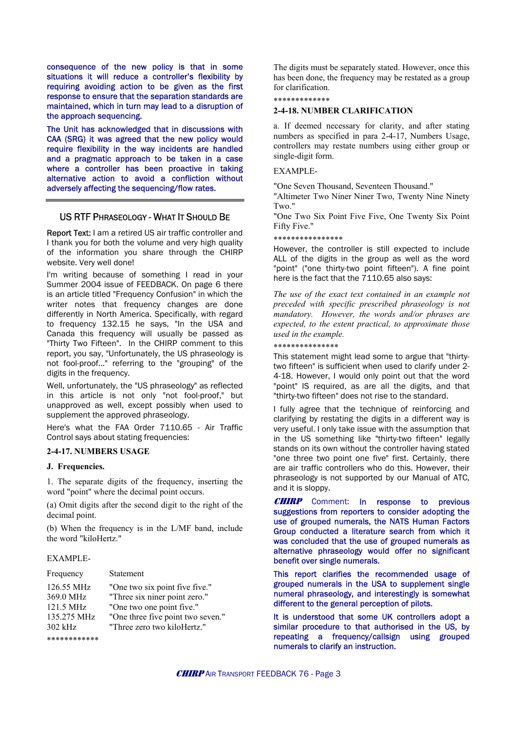consequence of the new policy is that in some situations it will reduce a controller's flexibility by requiring avoiding action to be given as the first response to ensure that the separation standards are maintained, which in turn may lead to a disruption of the approach sequencing.

The Unit has acknowledged that in discussions with CAA (SRG) it was agreed that the new policy would require flexibility in the way incidents are handled and a pragmatic approach to be taken in a case where a controller has been proactive in taking alternative action to avoid a confliction without adversely affecting the sequencing/flow rates.

## US RTF Phraseology - What It Should Be

Report Text: I am a retired US air traffic controller and I thank you for both the volume and very high quality of the information you share through the CHIRP website. Very well done!

I'm writing because of something I read in your Summer 2004 issue of FEEDBACK. On page 6 there is an article titled "Frequency Confusion" in which the writer notes that frequency changes are done differently in North America. Specifically, with regard to frequency 132.15 he says, "In the USA and Canada this frequency will usually be passed as "Thirty Two Fifteen". In the CHIRP comment to this report, you say, "Unfortunately, the US phraseology is not fool-proof..." referring to the "grouping" of the digits in the frequency.

Well, unfortunately, the "US phraseology" as reflected in this article is not only "not fool-proof," but unapproved as well, except possibly when used to supplement the approved phraseology.

Here's what the FAA Order 7110.65 - Air Traffic Control says about stating frequencies:

**2-4-17. NUMBERS USAGE**

**J. Frequencies.**

1. The separate digits of the frequency, inserting the word "point" where the decimal point occurs.

(a) Omit digits after the second digit to the right of the decimal point.

(b) When the frequency is in the L/MF band, include the word "kiloHertz."

EXAMPLE-

| Frequency | Statement |
|---|---|
| 126.55 MHz | "One two six point five five." |
| 369.0 MHz | "Three six niner point zero." |
| 121.5 MHz | "One two one point five." |
| 135.275 MHz | "One three five point two seven." |
| 302 kHz | "Three zero two kiloHertz." |

************

The digits must be separately stated. However, once this has been done, the frequency may be restated as a group for clarification.

*************

**2-4-18. NUMBER CLARIFICATION**

a. If deemed necessary for clarity, and after stating numbers as specified in para 2-4-17, Numbers Usage, controllers may restate numbers using either group or single-digit form.

EXAMPLE-

"One Seven Thousand, Seventeen Thousand."
"Altimeter Two Niner Niner Two, Twenty Nine Ninety Two."
"One Two Six Point Five Five, One Twenty Six Point Fifty Five."

****************

However, the controller is still expected to include ALL of the digits in the group as well as the word "point" ("one thirty-two point fifteen"). A fine point here is the fact that the 7110.65 also says:

*The use of the exact text contained in an example not preceded with specific prescribed phraseology is not mandatory. However, the words and/or phrases are expected, to the extent practical, to approximate those used in the example.*

***************

This statement might lead some to argue that "thirty-two fifteen" is sufficient when used to clarify under 2-4-18. However, I would only point out that the word "point" IS required, as are all the digits, and that "thirty-two fifteen" does not rise to the standard.

I fully agree that the technique of reinforcing and clarifying by restating the digits in a different way is very useful. I only take issue with the assumption that in the US something like "thirty-two fifteen" legally stands on its own without the controller having stated "one three two point one five" first. Certainly, there are air traffic controllers who do this. However, their phraseology is not supported by our Manual of ATC, and it is sloppy.

***CHIRP* Comment:** In response to previous suggestions from reporters to consider adopting the use of grouped numerals, the NATS Human Factors Group conducted a literature search from which it was concluded that the use of grouped numerals as alternative phraseology would offer no significant benefit over single numerals.

This report clarifies the recommended usage of grouped numerals in the USA to supplement single numeral phraseology, and interestingly is somewhat different to the general perception of pilots.

It is understood that some UK controllers adopt a similar procedure to that authorised in the US, by repeating a frequency/callsign using grouped numerals to clarify an instruction.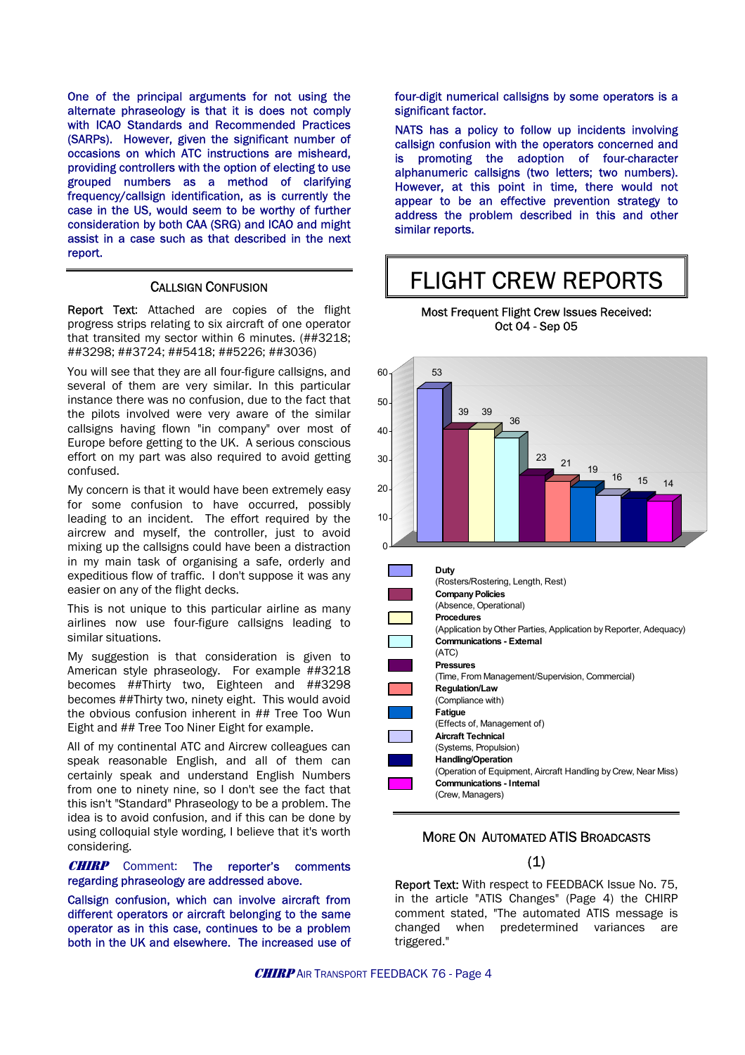One of the principal arguments for not using the alternate phraseology is that it is does not comply with ICAO Standards and Recommended Practices (SARPs). However, given the significant number of occasions on which ATC instructions are misheard, providing controllers with the option of electing to use grouped numbers as a method of clarifying frequency/callsign identification, as is currently the case in the US, would seem to be worthy of further consideration by both CAA (SRG) and ICAO and might assist in a case such as that described in the next report.

## CALLSIGN CONFUSION

**Report Text:** Attached are copies of the flight progress strips relating to six aircraft of one operator that transited my sector within 6 minutes. (##3218; ##3298; ##3724; ##5418; ##5226; ##3036)

You will see that they are all four-figure callsigns, and several of them are very similar. In this particular instance there was no confusion, due to the fact that the pilots involved were very aware of the similar callsigns having flown "in company" over most of Europe before getting to the UK. A serious conscious effort on my part was also required to avoid getting confused.

My concern is that it would have been extremely easy for some confusion to have occurred, possibly leading to an incident. The effort required by the aircrew and myself, the controller, just to avoid mixing up the callsigns could have been a distraction in my main task of organising a safe, orderly and expeditious flow of traffic. I don't suppose it was any easier on any of the flight decks.

This is not unique to this particular airline as many airlines now use four-figure callsigns leading to similar situations.

My suggestion is that consideration is given to American style phraseology. For example ##3218 becomes ##Thirty two, Eighteen and ##3298 becomes ##Thirty two, ninety eight. This would avoid the obvious confusion inherent in ## Tree Too Wun Eight and ## Tree Too Niner Eight for example.

All of my continental ATC and Aircrew colleagues can speak reasonable English, and all of them can certainly speak and understand English Numbers from one to ninety nine, so I don't see the fact that this isn't "Standard" Phraseology to be a problem. The idea is to avoid confusion, and if this can be done by using colloquial style wording, I believe that it's worth considering.

***CHIRP*** Comment: The reporter's comments regarding phraseology are addressed above.

Callsign confusion, which can involve aircraft from different operators or aircraft belonging to the same operator as in this case, continues to be a problem both in the UK and elsewhere. The increased use of four-digit numerical callsigns by some operators is a significant factor.

NATS has a policy to follow up incidents involving callsign confusion with the operators concerned and is promoting the adoption of four-character alphanumeric callsigns (two letters; two numbers). However, at this point in time, there would not appear to be an effective prevention strategy to address the problem described in this and other similar reports.

# FLIGHT CREW REPORTS

Most Frequent Flight Crew Issues Received:
Oct 04 - Sep 05

| Issue | Number |
|---|---|
| **Duty** (Rosters/Rostering, Length, Rest) | 53 |
| **Company Policies** (Absence, Operational) | 39 |
| **Procedures** (Application by Other Parties, Application by Reporter, Adequacy) | 39 |
| **Communications - External** (ATC) | 36 |
| **Pressures** (Time, From Management/Supervision, Commercial) | 23 |
| **Regulation/Law** (Compliance with) | 21 |
| **Fatigue** (Effects of, Management of) | 19 |
| **Aircraft Technical** (Systems, Propulsion) | 16 |
| **Handling/Operation** (Operation of Equipment, Aircraft Handling by Crew, Near Miss) | 15 |
| **Communications - Internal** (Crew, Managers) | 14 |

## MORE ON AUTOMATED ATIS BROADCASTS

(1)

**Report Text:** With respect to FEEDBACK Issue No. 75, in the article "ATIS Changes" (Page 4) the CHIRP comment stated, "The automated ATIS message is changed when predetermined variances are triggered."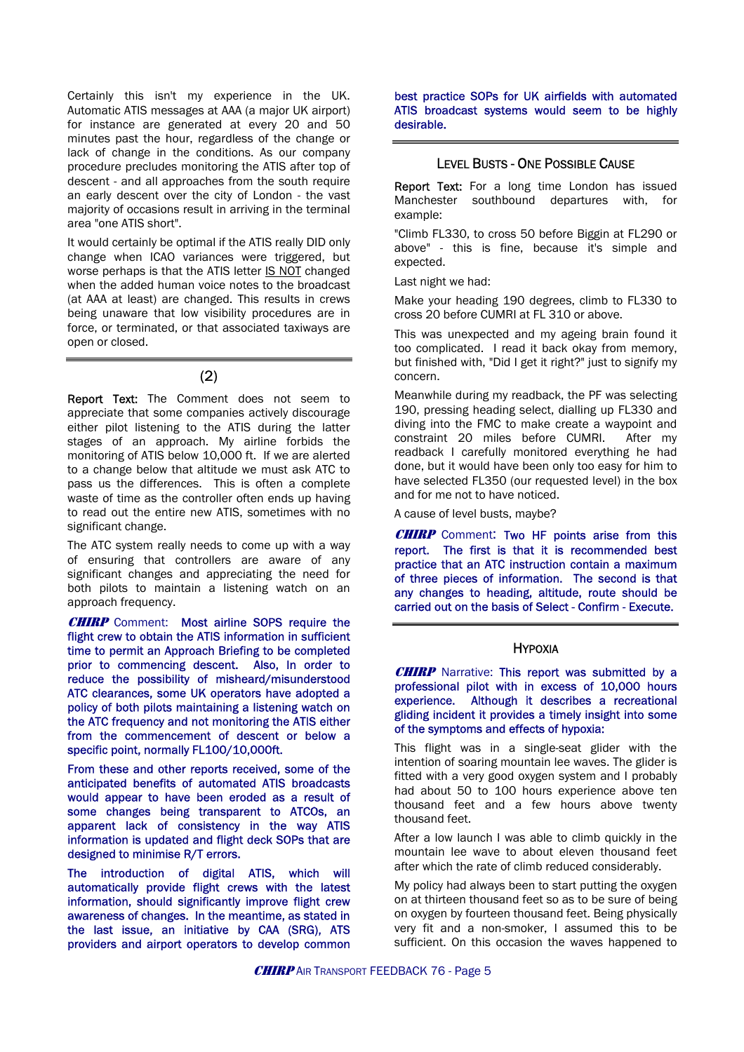Certainly this isn't my experience in the UK. Automatic ATIS messages at AAA (a major UK airport) for instance are generated at every 20 and 50 minutes past the hour, regardless of the change or lack of change in the conditions. As our company procedure precludes monitoring the ATIS after top of descent - and all approaches from the south require an early descent over the city of London - the vast majority of occasions result in arriving in the terminal area "one ATIS short".

It would certainly be optimal if the ATIS really DID only change when ICAO variances were triggered, but worse perhaps is that the ATIS letter IS NOT changed when the added human voice notes to the broadcast (at AAA at least) are changed. This results in crews being unaware that low visibility procedures are in force, or terminated, or that associated taxiways are open or closed.

## (2)

**Report Text:** The Comment does not seem to appreciate that some companies actively discourage either pilot listening to the ATIS during the latter stages of an approach. My airline forbids the monitoring of ATIS below 10,000 ft. If we are alerted to a change below that altitude we must ask ATC to pass us the differences. This is often a complete waste of time as the controller often ends up having to read out the entire new ATIS, sometimes with no significant change.

The ATC system really needs to come up with a way of ensuring that controllers are aware of any significant changes and appreciating the need for both pilots to maintain a listening watch on an approach frequency.

***CHIRP* Comment:** Most airline SOPS require the flight crew to obtain the ATIS information in sufficient time to permit an Approach Briefing to be completed prior to commencing descent. Also, In order to reduce the possibility of misheard/misunderstood ATC clearances, some UK operators have adopted a policy of both pilots maintaining a listening watch on the ATC frequency and not monitoring the ATIS either from the commencement of descent or below a specific point, normally FL100/10,000ft.

From these and other reports received, some of the anticipated benefits of automated ATIS broadcasts would appear to have been eroded as a result of some changes being transparent to ATCOs, an apparent lack of consistency in the way ATIS information is updated and flight deck SOPs that are designed to minimise R/T errors.

The introduction of digital ATIS, which will automatically provide flight crews with the latest information, should significantly improve flight crew awareness of changes. In the meantime, as stated in the last issue, an initiative by CAA (SRG), ATS providers and airport operators to develop common best practice SOPs for UK airfields with automated ATIS broadcast systems would seem to be highly desirable.

## Level Busts - One Possible Cause

**Report Text:** For a long time London has issued Manchester southbound departures with, for example:

"Climb FL330, to cross 50 before Biggin at FL290 or above" - this is fine, because it's simple and expected.

Last night we had:

Make your heading 190 degrees, climb to FL330 to cross 20 before CUMRI at FL 310 or above.

This was unexpected and my ageing brain found it too complicated. I read it back okay from memory, but finished with, "Did I get it right?" just to signify my concern.

Meanwhile during my readback, the PF was selecting 190, pressing heading select, dialling up FL330 and diving into the FMC to make create a waypoint and constraint 20 miles before CUMRI. After my readback I carefully monitored everything he had done, but it would have been only too easy for him to have selected FL350 (our requested level) in the box and for me not to have noticed.

A cause of level busts, maybe?

***CHIRP* Comment:** Two HF points arise from this report. The first is that it is recommended best practice that an ATC instruction contain a maximum of three pieces of information. The second is that any changes to heading, altitude, route should be carried out on the basis of Select - Confirm - Execute.

## Hypoxia

***CHIRP* Narrative:** This report was submitted by a professional pilot with in excess of 10,000 hours experience. Although it describes a recreational gliding incident it provides a timely insight into some of the symptoms and effects of hypoxia:

This flight was in a single-seat glider with the intention of soaring mountain lee waves. The glider is fitted with a very good oxygen system and I probably had about 50 to 100 hours experience above ten thousand feet and a few hours above twenty thousand feet.

After a low launch I was able to climb quickly in the mountain lee wave to about eleven thousand feet after which the rate of climb reduced considerably.

My policy had always been to start putting the oxygen on at thirteen thousand feet so as to be sure of being on oxygen by fourteen thousand feet. Being physically very fit and a non-smoker, I assumed this to be sufficient. On this occasion the waves happened to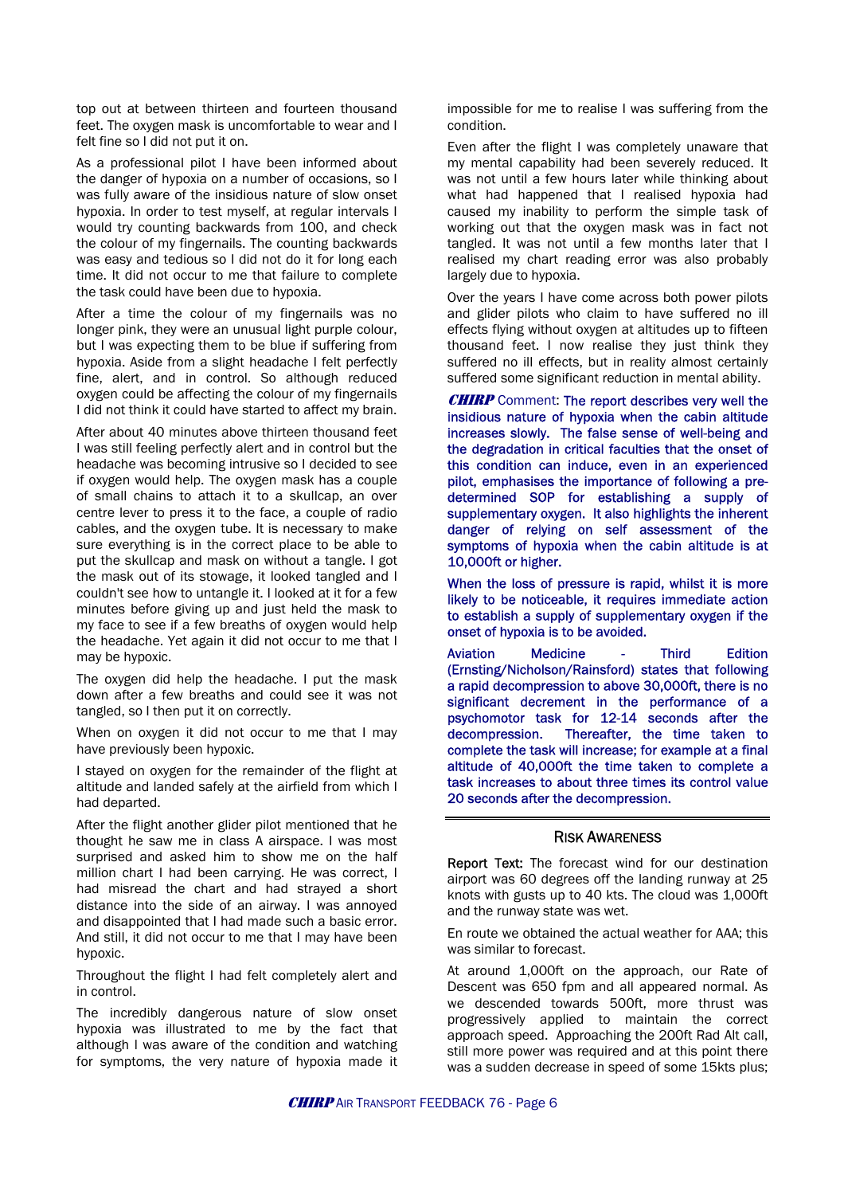top out at between thirteen and fourteen thousand feet. The oxygen mask is uncomfortable to wear and I felt fine so I did not put it on.

As a professional pilot I have been informed about the danger of hypoxia on a number of occasions, so I was fully aware of the insidious nature of slow onset hypoxia. In order to test myself, at regular intervals I would try counting backwards from 100, and check the colour of my fingernails. The counting backwards was easy and tedious so I did not do it for long each time. It did not occur to me that failure to complete the task could have been due to hypoxia.

After a time the colour of my fingernails was no longer pink, they were an unusual light purple colour, but I was expecting them to be blue if suffering from hypoxia. Aside from a slight headache I felt perfectly fine, alert, and in control. So although reduced oxygen could be affecting the colour of my fingernails I did not think it could have started to affect my brain.

After about 40 minutes above thirteen thousand feet I was still feeling perfectly alert and in control but the headache was becoming intrusive so I decided to see if oxygen would help. The oxygen mask has a couple of small chains to attach it to a skullcap, an over centre lever to press it to the face, a couple of radio cables, and the oxygen tube. It is necessary to make sure everything is in the correct place to be able to put the skullcap and mask on without a tangle. I got the mask out of its stowage, it looked tangled and I couldn't see how to untangle it. I looked at it for a few minutes before giving up and just held the mask to my face to see if a few breaths of oxygen would help the headache. Yet again it did not occur to me that I may be hypoxic.

The oxygen did help the headache. I put the mask down after a few breaths and could see it was not tangled, so I then put it on correctly.

When on oxygen it did not occur to me that I may have previously been hypoxic.

I stayed on oxygen for the remainder of the flight at altitude and landed safely at the airfield from which I had departed.

After the flight another glider pilot mentioned that he thought he saw me in class A airspace. I was most surprised and asked him to show me on the half million chart I had been carrying. He was correct, I had misread the chart and had strayed a short distance into the side of an airway. I was annoyed and disappointed that I had made such a basic error. And still, it did not occur to me that I may have been hypoxic.

Throughout the flight I had felt completely alert and in control.

The incredibly dangerous nature of slow onset hypoxia was illustrated to me by the fact that although I was aware of the condition and watching for symptoms, the very nature of hypoxia made it impossible for me to realise I was suffering from the condition.

Even after the flight I was completely unaware that my mental capability had been severely reduced. It was not until a few hours later while thinking about what had happened that I realised hypoxia had caused my inability to perform the simple task of working out that the oxygen mask was in fact not tangled. It was not until a few months later that I realised my chart reading error was also probably largely due to hypoxia.

Over the years I have come across both power pilots and glider pilots who claim to have suffered no ill effects flying without oxygen at altitudes up to fifteen thousand feet. I now realise they just think they suffered no ill effects, but in reality almost certainly suffered some significant reduction in mental ability.

***CHIRP*** Comment: The report describes very well the insidious nature of hypoxia when the cabin altitude increases slowly. The false sense of well-being and the degradation in critical faculties that the onset of this condition can induce, even in an experienced pilot, emphasises the importance of following a pre-determined SOP for establishing a supply of supplementary oxygen. It also highlights the inherent danger of relying on self assessment of the symptoms of hypoxia when the cabin altitude is at 10,000ft or higher.

When the loss of pressure is rapid, whilst it is more likely to be noticeable, it requires immediate action to establish a supply of supplementary oxygen if the onset of hypoxia is to be avoided.

Aviation Medicine - Third Edition (Ernsting/Nicholson/Rainsford) states that following a rapid decompression to above 30,000ft, there is no significant decrement in the performance of a psychomotor task for 12-14 seconds after the decompression. Thereafter, the time taken to complete the task will increase; for example at a final altitude of 40,000ft the time taken to complete a task increases to about three times its control value 20 seconds after the decompression.

## Risk Awareness

**Report Text:** The forecast wind for our destination airport was 60 degrees off the landing runway at 25 knots with gusts up to 40 kts. The cloud was 1,000ft and the runway state was wet.

En route we obtained the actual weather for AAA; this was similar to forecast.

At around 1,000ft on the approach, our Rate of Descent was 650 fpm and all appeared normal. As we descended towards 500ft, more thrust was progressively applied to maintain the correct approach speed. Approaching the 200ft Rad Alt call, still more power was required and at this point there was a sudden decrease in speed of some 15kts plus;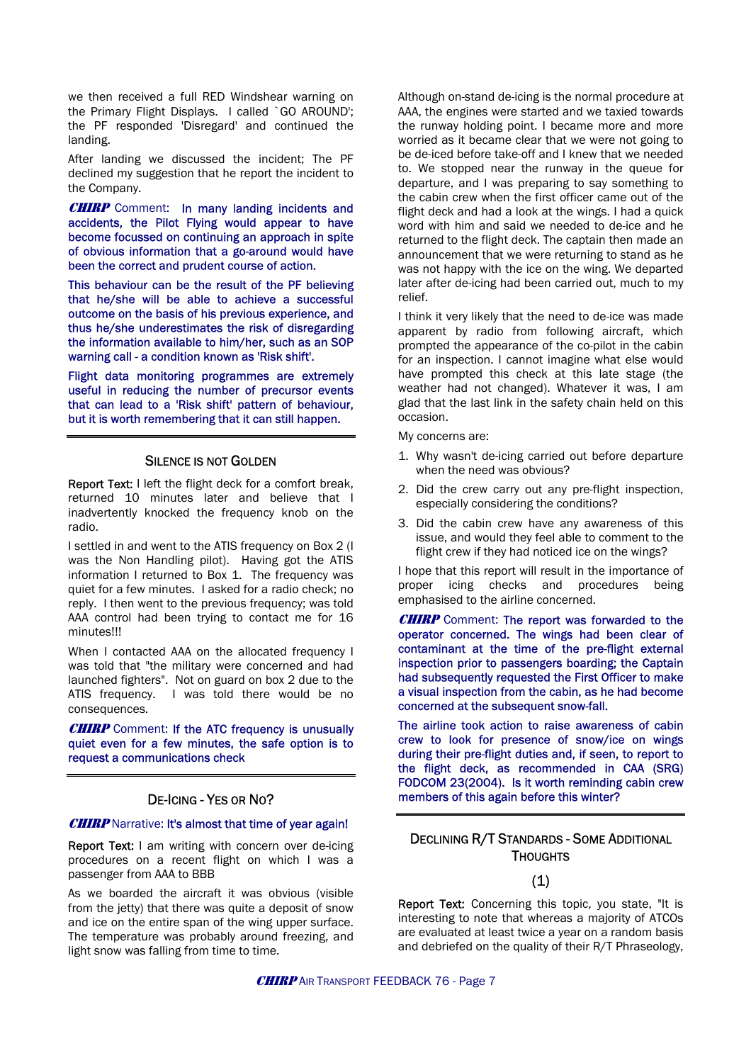we then received a full RED Windshear warning on the Primary Flight Displays. I called `GO AROUND'; the PF responded 'Disregard' and continued the landing.

After landing we discussed the incident; The PF declined my suggestion that he report the incident to the Company.

***CHIRP*** Comment: In many landing incidents and accidents, the Pilot Flying would appear to have become focussed on continuing an approach in spite of obvious information that a go-around would have been the correct and prudent course of action.

This behaviour can be the result of the PF believing that he/she will be able to achieve a successful outcome on the basis of his previous experience, and thus he/she underestimates the risk of disregarding the information available to him/her, such as an SOP warning call - a condition known as 'Risk shift'.

Flight data monitoring programmes are extremely useful in reducing the number of precursor events that can lead to a 'Risk shift' pattern of behaviour, but it is worth remembering that it can still happen.

## SILENCE IS NOT GOLDEN

**Report Text:** I left the flight deck for a comfort break, returned 10 minutes later and believe that I inadvertently knocked the frequency knob on the radio.

I settled in and went to the ATIS frequency on Box 2 (I was the Non Handling pilot). Having got the ATIS information I returned to Box 1. The frequency was quiet for a few minutes. I asked for a radio check; no reply. I then went to the previous frequency; was told AAA control had been trying to contact me for 16 minutes!!!

When I contacted AAA on the allocated frequency I was told that "the military were concerned and had launched fighters". Not on guard on box 2 due to the ATIS frequency. I was told there would be no consequences.

***CHIRP*** Comment: If the ATC frequency is unusually quiet even for a few minutes, the safe option is to request a communications check

## DE-ICING - YES OR NO?

***CHIRP*** Narrative: It's almost that time of year again!

**Report Text:** I am writing with concern over de-icing procedures on a recent flight on which I was a passenger from AAA to BBB

As we boarded the aircraft it was obvious (visible from the jetty) that there was quite a deposit of snow and ice on the entire span of the wing upper surface. The temperature was probably around freezing, and light snow was falling from time to time.

Although on-stand de-icing is the normal procedure at AAA, the engines were started and we taxied towards the runway holding point. I became more and more worried as it became clear that we were not going to be de-iced before take-off and I knew that we needed to. We stopped near the runway in the queue for departure, and I was preparing to say something to the cabin crew when the first officer came out of the flight deck and had a look at the wings. I had a quick word with him and said we needed to de-ice and he returned to the flight deck. The captain then made an announcement that we were returning to stand as he was not happy with the ice on the wing. We departed later after de-icing had been carried out, much to my relief.

I think it very likely that the need to de-ice was made apparent by radio from following aircraft, which prompted the appearance of the co-pilot in the cabin for an inspection. I cannot imagine what else would have prompted this check at this late stage (the weather had not changed). Whatever it was, I am glad that the last link in the safety chain held on this occasion.

My concerns are:

1. Why wasn't de-icing carried out before departure when the need was obvious?
2. Did the crew carry out any pre-flight inspection, especially considering the conditions?
3. Did the cabin crew have any awareness of this issue, and would they feel able to comment to the flight crew if they had noticed ice on the wings?

I hope that this report will result in the importance of proper icing checks and procedures being emphasised to the airline concerned.

***CHIRP*** Comment: The report was forwarded to the operator concerned. The wings had been clear of contaminant at the time of the pre-flight external inspection prior to passengers boarding; the Captain had subsequently requested the First Officer to make a visual inspection from the cabin, as he had become concerned at the subsequent snow-fall.

The airline took action to raise awareness of cabin crew to look for presence of snow/ice on wings during their pre-flight duties and, if seen, to report to the flight deck, as recommended in CAA (SRG) FODCOM 23(2004). Is it worth reminding cabin crew members of this again before this winter?

## DECLINING R/T STANDARDS - SOME ADDITIONAL THOUGHTS

### (1)

**Report Text:** Concerning this topic, you state, "It is interesting to note that whereas a majority of ATCOs are evaluated at least twice a year on a random basis and debriefed on the quality of their R/T Phraseology,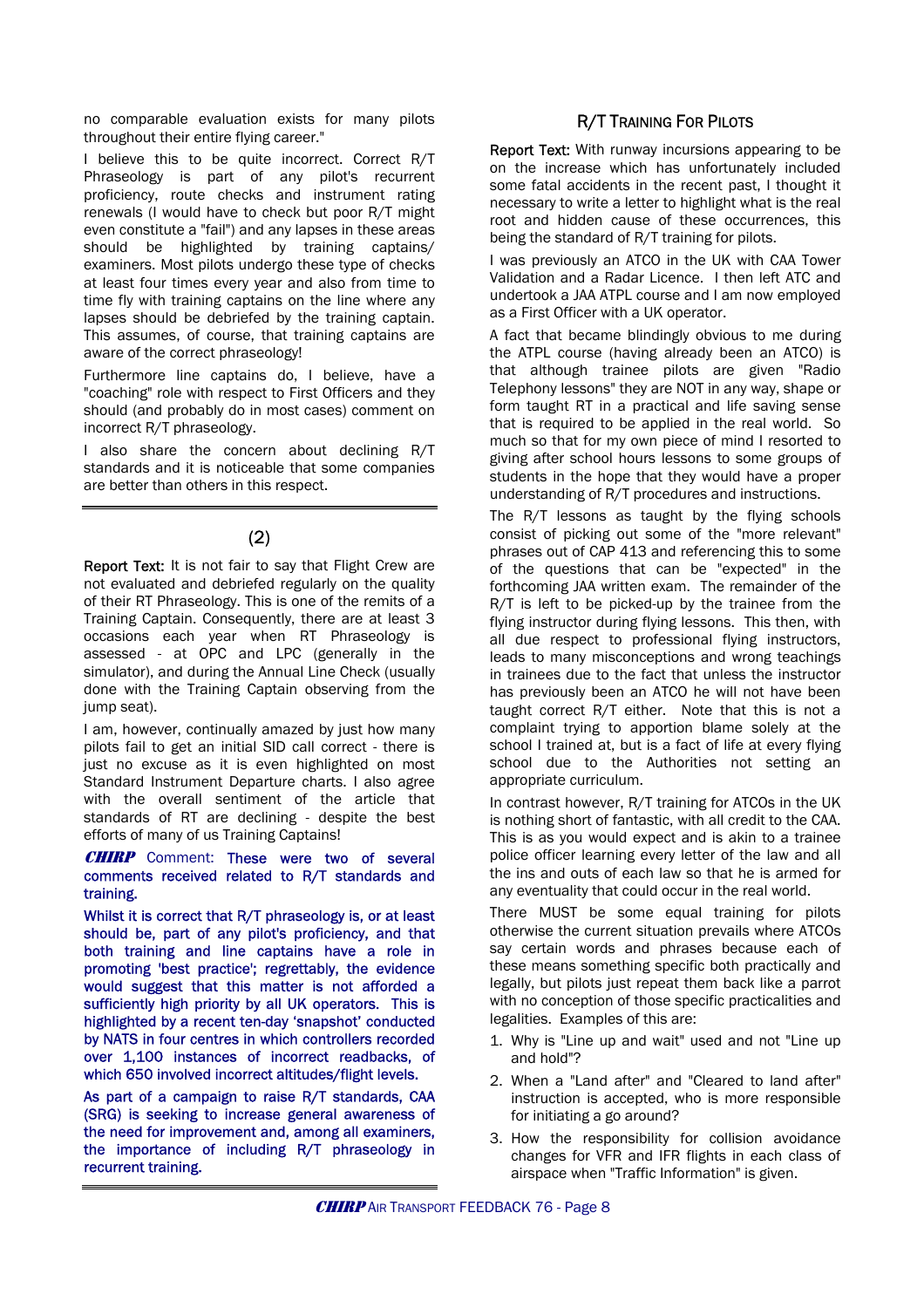no comparable evaluation exists for many pilots throughout their entire flying career."

I believe this to be quite incorrect. Correct R/T Phraseology is part of any pilot's recurrent proficiency, route checks and instrument rating renewals (I would have to check but poor R/T might even constitute a "fail") and any lapses in these areas should be highlighted by training captains/ examiners. Most pilots undergo these type of checks at least four times every year and also from time to time fly with training captains on the line where any lapses should be debriefed by the training captain. This assumes, of course, that training captains are aware of the correct phraseology!

Furthermore line captains do, I believe, have a "coaching" role with respect to First Officers and they should (and probably do in most cases) comment on incorrect R/T phraseology.

I also share the concern about declining R/T standards and it is noticeable that some companies are better than others in this respect.

---

## (2)

**Report Text:** It is not fair to say that Flight Crew are not evaluated and debriefed regularly on the quality of their RT Phraseology. This is one of the remits of a Training Captain. Consequently, there are at least 3 occasions each year when RT Phraseology is assessed - at OPC and LPC (generally in the simulator), and during the Annual Line Check (usually done with the Training Captain observing from the jump seat).

I am, however, continually amazed by just how many pilots fail to get an initial SID call correct - there is just no excuse as it is even highlighted on most Standard Instrument Departure charts. I also agree with the overall sentiment of the article that standards of RT are declining - despite the best efforts of many of us Training Captains!

***CHIRP*** Comment: These were two of several comments received related to R/T standards and training.

Whilst it is correct that R/T phraseology is, or at least should be, part of any pilot's proficiency, and that both training and line captains have a role in promoting 'best practice'; regrettably, the evidence would suggest that this matter is not afforded a sufficiently high priority by all UK operators. This is highlighted by a recent ten-day 'snapshot' conducted by NATS in four centres in which controllers recorded over 1,100 instances of incorrect readbacks, of which 650 involved incorrect altitudes/flight levels.

As part of a campaign to raise R/T standards, CAA (SRG) is seeking to increase general awareness of the need for improvement and, among all examiners, the importance of including R/T phraseology in recurrent training.

---

## R/T Training For Pilots

**Report Text:** With runway incursions appearing to be on the increase which has unfortunately included some fatal accidents in the recent past, I thought it necessary to write a letter to highlight what is the real root and hidden cause of these occurrences, this being the standard of R/T training for pilots.

I was previously an ATCO in the UK with CAA Tower Validation and a Radar Licence. I then left ATC and undertook a JAA ATPL course and I am now employed as a First Officer with a UK operator.

A fact that became blindingly obvious to me during the ATPL course (having already been an ATCO) is that although trainee pilots are given "Radio Telephony lessons" they are NOT in any way, shape or form taught RT in a practical and life saving sense that is required to be applied in the real world. So much so that for my own piece of mind I resorted to giving after school hours lessons to some groups of students in the hope that they would have a proper understanding of R/T procedures and instructions.

The R/T lessons as taught by the flying schools consist of picking out some of the "more relevant" phrases out of CAP 413 and referencing this to some of the questions that can be "expected" in the forthcoming JAA written exam. The remainder of the R/T is left to be picked-up by the trainee from the flying instructor during flying lessons. This then, with all due respect to professional flying instructors, leads to many misconceptions and wrong teachings in trainees due to the fact that unless the instructor has previously been an ATCO he will not have been taught correct R/T either. Note that this is not a complaint trying to apportion blame solely at the school I trained at, but is a fact of life at every flying school due to the Authorities not setting an appropriate curriculum.

In contrast however, R/T training for ATCOs in the UK is nothing short of fantastic, with all credit to the CAA. This is as you would expect and is akin to a trainee police officer learning every letter of the law and all the ins and outs of each law so that he is armed for any eventuality that could occur in the real world.

There MUST be some equal training for pilots otherwise the current situation prevails where ATCOs say certain words and phrases because each of these means something specific both practically and legally, but pilots just repeat them back like a parrot with no conception of those specific practicalities and legalities. Examples of this are:

1. Why is "Line up and wait" used and not "Line up and hold"?
2. When a "Land after" and "Cleared to land after" instruction is accepted, who is more responsible for initiating a go around?
3. How the responsibility for collision avoidance changes for VFR and IFR flights in each class of airspace when "Traffic Information" is given.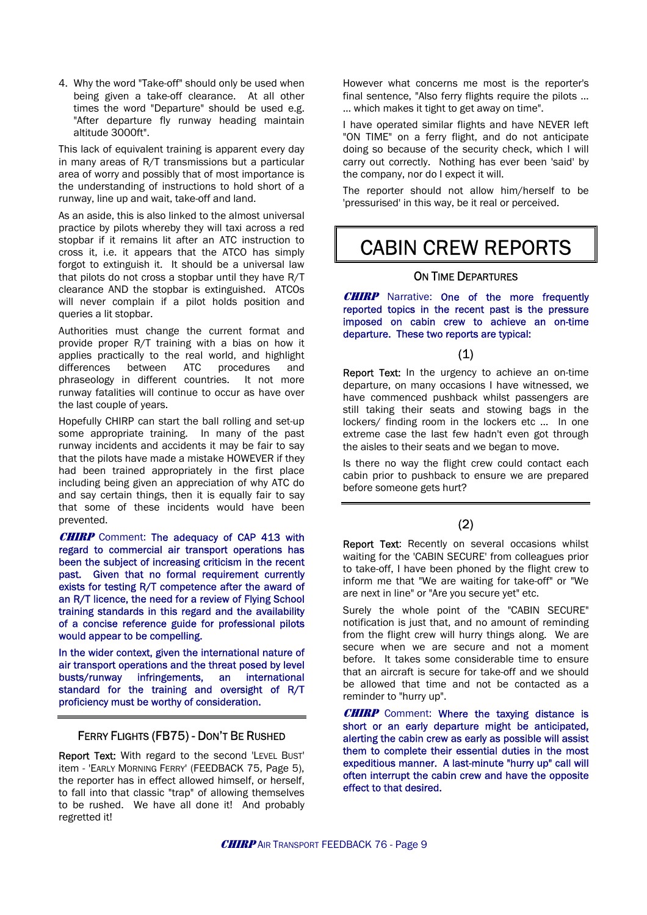4. Why the word "Take-off" should only be used when being given a take-off clearance. At all other times the word "Departure" should be used e.g. "After departure fly runway heading maintain altitude 3000ft".

This lack of equivalent training is apparent every day in many areas of R/T transmissions but a particular area of worry and possibly that of most importance is the understanding of instructions to hold short of a runway, line up and wait, take-off and land.

As an aside, this is also linked to the almost universal practice by pilots whereby they will taxi across a red stopbar if it remains lit after an ATC instruction to cross it, i.e. it appears that the ATCO has simply forgot to extinguish it. It should be a universal law that pilots do not cross a stopbar until they have R/T clearance AND the stopbar is extinguished. ATCOs will never complain if a pilot holds position and queries a lit stopbar.

Authorities must change the current format and provide proper R/T training with a bias on how it applies practically to the real world, and highlight differences between ATC procedures and phraseology in different countries. It not more runway fatalities will continue to occur as have over the last couple of years.

Hopefully CHIRP can start the ball rolling and set-up some appropriate training. In many of the past runway incidents and accidents it may be fair to say that the pilots have made a mistake HOWEVER if they had been trained appropriately in the first place including being given an appreciation of why ATC do and say certain things, then it is equally fair to say that some of these incidents would have been prevented.

***CHIRP*** Comment: The adequacy of CAP 413 with regard to commercial air transport operations has been the subject of increasing criticism in the recent past. Given that no formal requirement currently exists for testing R/T competence after the award of an R/T licence, the need for a review of Flying School training standards in this regard and the availability of a concise reference guide for professional pilots would appear to be compelling.

In the wider context, given the international nature of air transport operations and the threat posed by level busts/runway infringements, an international standard for the training and oversight of R/T proficiency must be worthy of consideration.

### Ferry Flights (FB75) - Don't Be Rushed

**Report Text:** With regard to the second 'Level Bust' item - 'Early Morning Ferry' (FEEDBACK 75, Page 5), the reporter has in effect allowed himself, or herself, to fall into that classic "trap" of allowing themselves to be rushed. We have all done it! And probably regretted it!

However what concerns me most is the reporter's final sentence, "Also ferry flights require the pilots … … which makes it tight to get away on time".

I have operated similar flights and have NEVER left "ON TIME" on a ferry flight, and do not anticipate doing so because of the security check, which I will carry out correctly. Nothing has ever been 'said' by the company, nor do I expect it will.

The reporter should not allow him/herself to be 'pressurised' in this way, be it real or perceived.

# CABIN CREW REPORTS

### On Time Departures

***CHIRP*** Narrative: One of the more frequently reported topics in the recent past is the pressure imposed on cabin crew to achieve an on-time departure. These two reports are typical:

(1)

**Report Text:** In the urgency to achieve an on-time departure, on many occasions I have witnessed, we have commenced pushback whilst passengers are still taking their seats and stowing bags in the lockers/ finding room in the lockers etc … In one extreme case the last few hadn't even got through the aisles to their seats and we began to move.

Is there no way the flight crew could contact each cabin prior to pushback to ensure we are prepared before someone gets hurt?

(2)

**Report Text:** Recently on several occasions whilst waiting for the 'CABIN SECURE' from colleagues prior to take-off, I have been phoned by the flight crew to inform me that "We are waiting for take-off" or "We are next in line" or "Are you secure yet" etc.

Surely the whole point of the "CABIN SECURE" notification is just that, and no amount of reminding from the flight crew will hurry things along. We are secure when we are secure and not a moment before. It takes some considerable time to ensure that an aircraft is secure for take-off and we should be allowed that time and not be contacted as a reminder to "hurry up".

***CHIRP*** Comment: Where the taxying distance is short or an early departure might be anticipated, alerting the cabin crew as early as possible will assist them to complete their essential duties in the most expeditious manner. A last-minute "hurry up" call will often interrupt the cabin crew and have the opposite effect to that desired.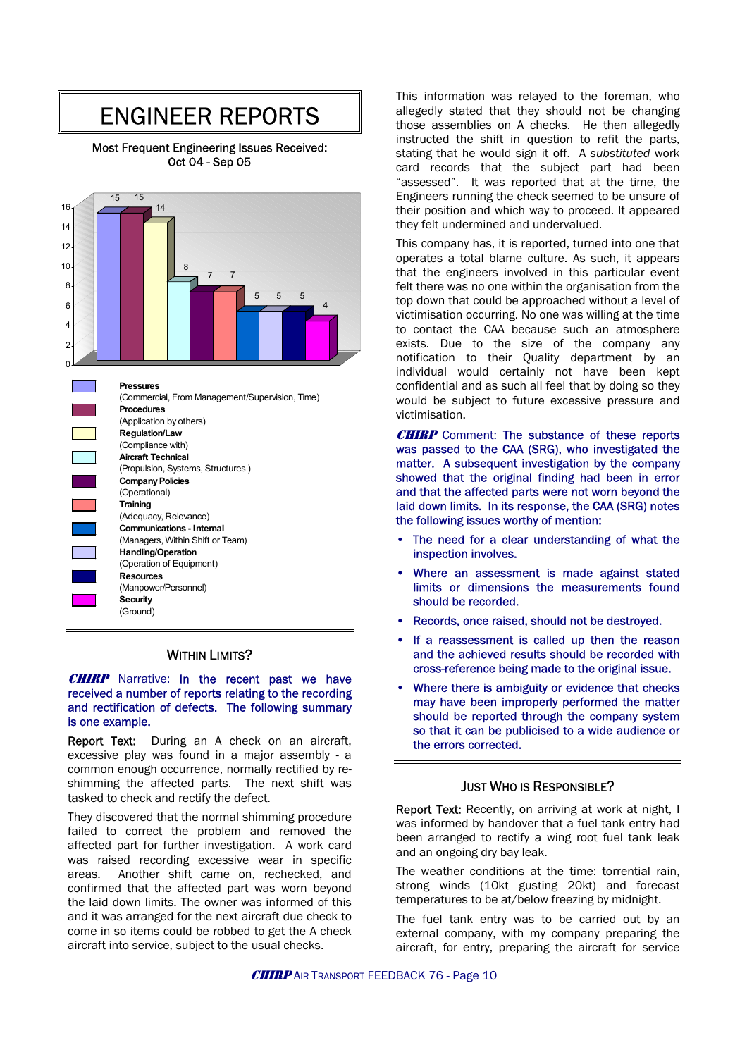# ENGINEER REPORTS

Most Frequent Engineering Issues Received: Oct 04 - Sep 05

| Issue | Count |
|---|---|
| **Pressures** (Commercial, From Management/Supervision, Time) | 15 |
| **Procedures** (Application by others) | 15 |
| **Regulation/Law** (Compliance with) | 14 |
| **Aircraft Technical** (Propulsion, Systems, Structures ) | 8 |
| **Company Policies** (Operational) | 7 |
| **Training** (Adequacy, Relevance) | 7 |
| **Communications - Internal** (Managers, Within Shift or Team) | 5 |
| **Handling/Operation** (Operation of Equipment) | 5 |
| **Resources** (Manpower/Personnel) | 5 |
| **Security** (Ground) | 4 |

## WITHIN LIMITS?

***CHIRP*** Narrative: In the recent past we have received a number of reports relating to the recording and rectification of defects. The following summary is one example.

Report Text: During an A check on an aircraft, excessive play was found in a major assembly - a common enough occurrence, normally rectified by re-shimming the affected parts. The next shift was tasked to check and rectify the defect.

They discovered that the normal shimming procedure failed to correct the problem and removed the affected part for further investigation. A work card was raised recording excessive wear in specific areas. Another shift came on, rechecked, and confirmed that the affected part was worn beyond the laid down limits. The owner was informed of this and it was arranged for the next aircraft due check to come in so items could be robbed to get the A check aircraft into service, subject to the usual checks.

This information was relayed to the foreman, who allegedly stated that they should not be changing those assemblies on A checks. He then allegedly instructed the shift in question to refit the parts, stating that he would sign it off. A *substituted* work card records that the subject part had been "assessed". It was reported that at the time, the Engineers running the check seemed to be unsure of their position and which way to proceed. It appeared they felt undermined and undervalued.

This company has, it is reported, turned into one that operates a total blame culture. As such, it appears that the engineers involved in this particular event felt there was no one within the organisation from the top down that could be approached without a level of victimisation occurring. No one was willing at the time to contact the CAA because such an atmosphere exists. Due to the size of the company any notification to their Quality department by an individual would certainly not have been kept confidential and as such all feel that by doing so they would be subject to future excessive pressure and victimisation.

***CHIRP*** Comment: The substance of these reports was passed to the CAA (SRG), who investigated the matter. A subsequent investigation by the company showed that the original finding had been in error and that the affected parts were not worn beyond the laid down limits. In its response, the CAA (SRG) notes the following issues worthy of mention:

- The need for a clear understanding of what the inspection involves.
- Where an assessment is made against stated limits or dimensions the measurements found should be recorded.
- Records, once raised, should not be destroyed.
- If a reassessment is called up then the reason and the achieved results should be recorded with cross-reference being made to the original issue.
- Where there is ambiguity or evidence that checks may have been improperly performed the matter should be reported through the company system so that it can be publicised to a wide audience or the errors corrected.

## JUST WHO IS RESPONSIBLE?

Report Text: Recently, on arriving at work at night, I was informed by handover that a fuel tank entry had been arranged to rectify a wing root fuel tank leak and an ongoing dry bay leak.

The weather conditions at the time: torrential rain, strong winds (10kt gusting 20kt) and forecast temperatures to be at/below freezing by midnight.

The fuel tank entry was to be carried out by an external company, with my company preparing the aircraft, for entry, preparing the aircraft for service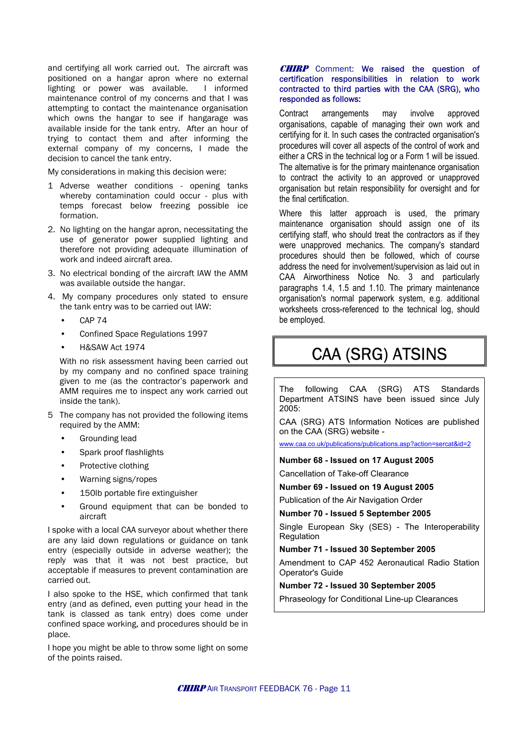and certifying all work carried out. The aircraft was positioned on a hangar apron where no external lighting or power was available. I informed maintenance control of my concerns and that I was attempting to contact the maintenance organisation which owns the hangar to see if hangarage was available inside for the tank entry. After an hour of trying to contact them and after informing the external company of my concerns, I made the decision to cancel the tank entry.

My considerations in making this decision were:

1 Adverse weather conditions - opening tanks whereby contamination could occur - plus with temps forecast below freezing possible ice formation.

2. No lighting on the hangar apron, necessitating the use of generator power supplied lighting and therefore not providing adequate illumination of work and indeed aircraft area.

3. No electrical bonding of the aircraft IAW the AMM was available outside the hangar.

4. My company procedures only stated to ensure the tank entry was to be carried out IAW:

   - CAP 74
   - Confined Space Regulations 1997
   - H&SAW Act 1974

   With no risk assessment having been carried out by my company and no confined space training given to me (as the contractor's paperwork and AMM requires me to inspect any work carried out inside the tank).

5 The company has not provided the following items required by the AMM:

   - Grounding lead
   - Spark proof flashlights
   - Protective clothing
   - Warning signs/ropes
   - 150lb portable fire extinguisher
   - Ground equipment that can be bonded to aircraft

I spoke with a local CAA surveyor about whether there are any laid down regulations or guidance on tank entry (especially outside in adverse weather); the reply was that it was not best practice, but acceptable if measures to prevent contamination are carried out.

I also spoke to the HSE, which confirmed that tank entry (and as defined, even putting your head in the tank is classed as tank entry) does come under confined space working, and procedures should be in place.

I hope you might be able to throw some light on some of the points raised.

***CHIRP*** Comment: **We raised the question of certification responsibilities in relation to work contracted to third parties with the CAA (SRG), who responded as follows:**

Contract arrangements may involve approved organisations, capable of managing their own work and certifying for it. In such cases the contracted organisation's procedures will cover all aspects of the control of work and either a CRS in the technical log or a Form 1 will be issued. The alternative is for the primary maintenance organisation to contract the activity to an approved or unapproved organisation but retain responsibility for oversight and for the final certification.

Where this latter approach is used, the primary maintenance organisation should assign one of its certifying staff, who should treat the contractors as if they were unapproved mechanics. The company's standard procedures should then be followed, which of course address the need for involvement/supervision as laid out in CAA Airworthiness Notice No. 3 and particularly paragraphs 1.4, 1.5 and 1.10. The primary maintenance organisation's normal paperwork system, e.g. additional worksheets cross-referenced to the technical log, should be employed.

# CAA (SRG) ATSINS

The following CAA (SRG) ATS Standards Department ATSINS have been issued since July 2005:

CAA (SRG) ATS Information Notices are published on the CAA (SRG) website - www.caa.co.uk/publications/publications.asp?action=sercat&id=2

**Number 68 - Issued on 17 August 2005**

Cancellation of Take-off Clearance

**Number 69 - Issued on 19 August 2005**

Publication of the Air Navigation Order

**Number 70 - Issued 5 September 2005**

Single European Sky (SES) - The Interoperability Regulation

**Number 71 - Issued 30 September 2005**

Amendment to CAP 452 Aeronautical Radio Station Operator's Guide

**Number 72 - Issued 30 September 2005**

Phraseology for Conditional Line-up Clearances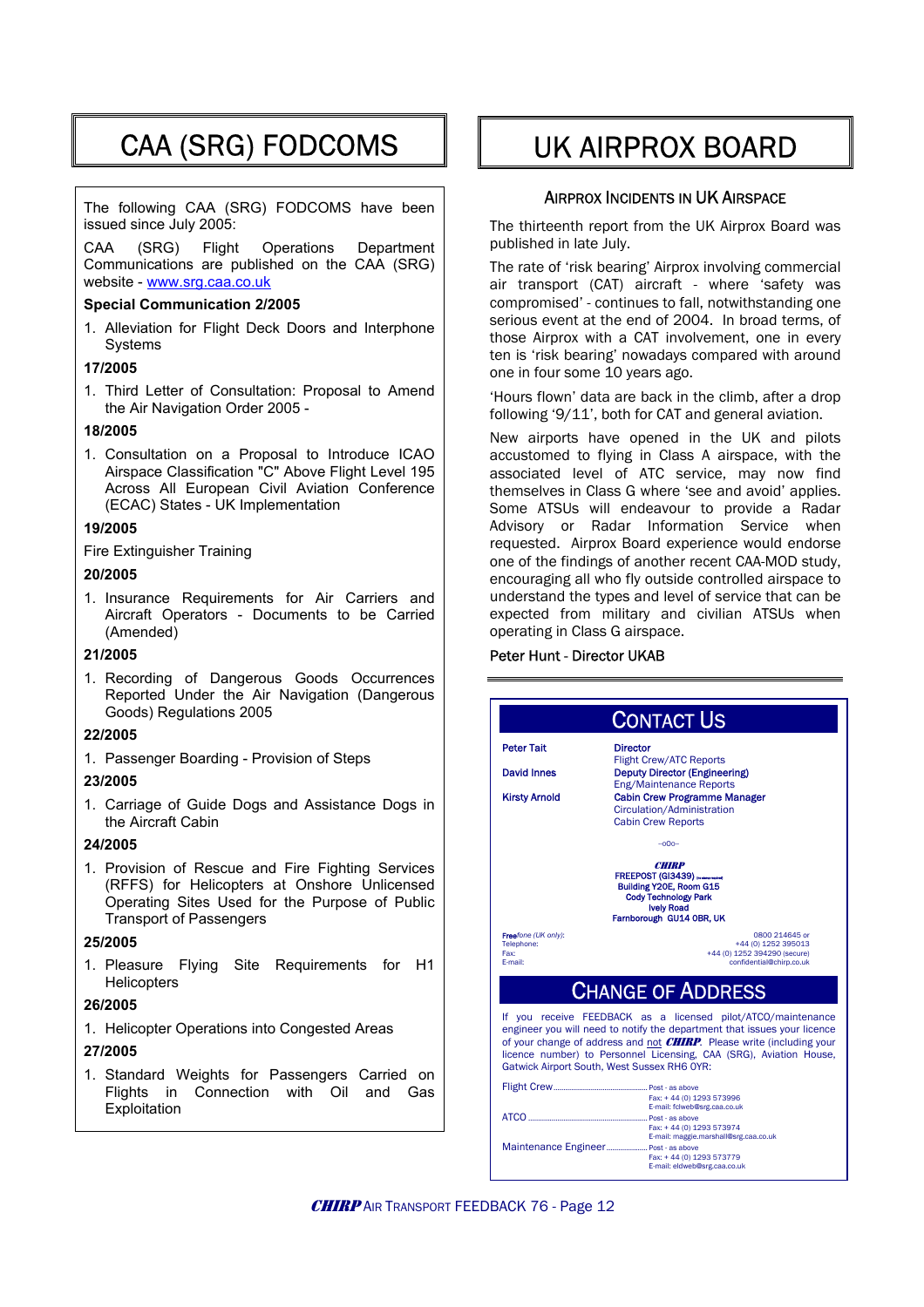# CAA (SRG) FODCOMS

The following CAA (SRG) FODCOMS have been issued since July 2005:

CAA (SRG) Flight Operations Department Communications are published on the CAA (SRG) website - www.srg.caa.co.uk

**Special Communication 2/2005**

1. Alleviation for Flight Deck Doors and Interphone Systems

**17/2005**

1. Third Letter of Consultation: Proposal to Amend the Air Navigation Order 2005 -

**18/2005**

1. Consultation on a Proposal to Introduce ICAO Airspace Classification "C" Above Flight Level 195 Across All European Civil Aviation Conference (ECAC) States - UK Implementation

**19/2005**

Fire Extinguisher Training

**20/2005**

1. Insurance Requirements for Air Carriers and Aircraft Operators - Documents to be Carried (Amended)

**21/2005**

1. Recording of Dangerous Goods Occurrences Reported Under the Air Navigation (Dangerous Goods) Regulations 2005

**22/2005**

1. Passenger Boarding - Provision of Steps

**23/2005**

1. Carriage of Guide Dogs and Assistance Dogs in the Aircraft Cabin

**24/2005**

1. Provision of Rescue and Fire Fighting Services (RFFS) for Helicopters at Onshore Unlicensed Operating Sites Used for the Purpose of Public Transport of Passengers

**25/2005**

1. Pleasure Flying Site Requirements for H1 Helicopters

**26/2005**

1. Helicopter Operations into Congested Areas

**27/2005**

1. Standard Weights for Passengers Carried on Flights in Connection with Oil and Gas Exploitation

# UK AIRPROX BOARD

## AIRPROX INCIDENTS IN UK AIRSPACE

The thirteenth report from the UK Airprox Board was published in late July.

The rate of 'risk bearing' Airprox involving commercial air transport (CAT) aircraft - where 'safety was compromised' - continues to fall, notwithstanding one serious event at the end of 2004. In broad terms, of those Airprox with a CAT involvement, one in every ten is 'risk bearing' nowadays compared with around one in four some 10 years ago.

'Hours flown' data are back in the climb, after a drop following '9/11', both for CAT and general aviation.

New airports have opened in the UK and pilots accustomed to flying in Class A airspace, with the associated level of ATC service, may now find themselves in Class G where 'see and avoid' applies. Some ATSUs will endeavour to provide a Radar Advisory or Radar Information Service when requested. Airprox Board experience would endorse one of the findings of another recent CAA-MOD study, encouraging all who fly outside controlled airspace to understand the types and level of service that can be expected from military and civilian ATSUs when operating in Class G airspace.

Peter Hunt - Director UKAB

## CONTACT US

| | |
|---|---|
| Peter Tait | **Director**<br>Flight Crew/ATC Reports |
| David Innes | **Deputy Director (Engineering)**<br>Eng/Maintenance Reports |
| Kirsty Arnold | **Cabin Crew Programme Manager**<br>Circulation/Administration<br>Cabin Crew Reports |

--oOo--

***CHIRP***
**FREEPOST (GI3439)** (no stamp required)
**Building Y20E, Room G15**
**Cody Technology Park**
**Ively Road**
**Farnborough GU14 0BR, UK**

| | |
|---|---|
| **Free***fone (UK only)*: | 0800 214645 or |
| Telephone: | +44 (0) 1252 395013 |
| Fax: | +44 (0) 1252 394290 (secure) |
| E-mail: | confidential@chirp.co.uk |

## CHANGE OF ADDRESS

If you receive FEEDBACK as a licensed pilot/ATCO/maintenance engineer you will need to notify the department that issues your licence of your change of address and not ***CHIRP***. Please write (including your licence number) to Personnel Licensing, CAA (SRG), Aviation House, Gatwick Airport South, West Sussex RH6 0YR:

| | |
|---|---|
| Flight Crew | Post - as above<br>Fax: + 44 (0) 1293 573996<br>E-mail: fclweb@srg.caa.co.uk |
| ATCO | Post - as above<br>Fax: + 44 (0) 1293 573974<br>E-mail: maggie.marshall@srg.caa.co.uk |
| Maintenance Engineer | Post - as above<br>Fax: + 44 (0) 1293 573779<br>E-mail: eldweb@srg.caa.co.uk |